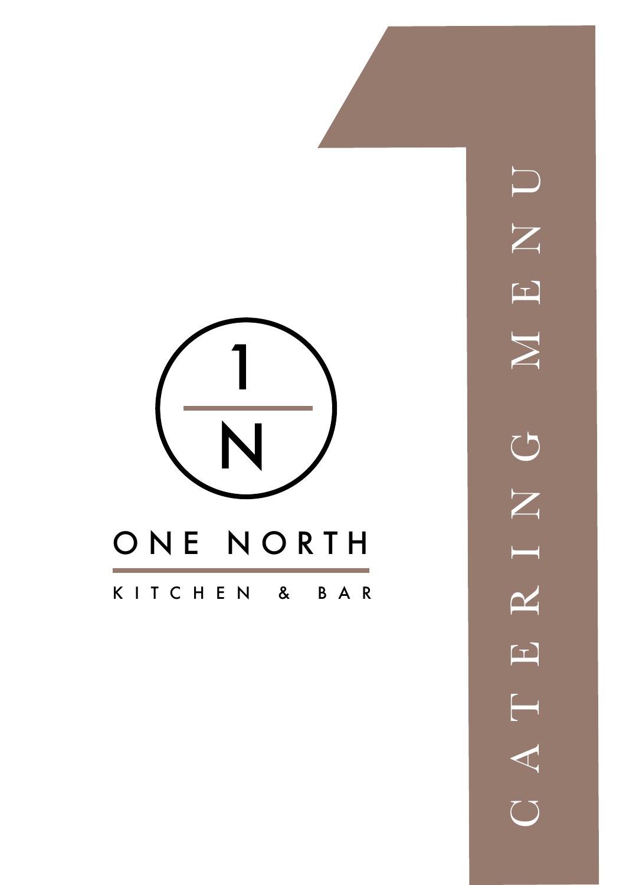1
N

# ONE NORTH

KITCHEN & BAR

CATERING MENU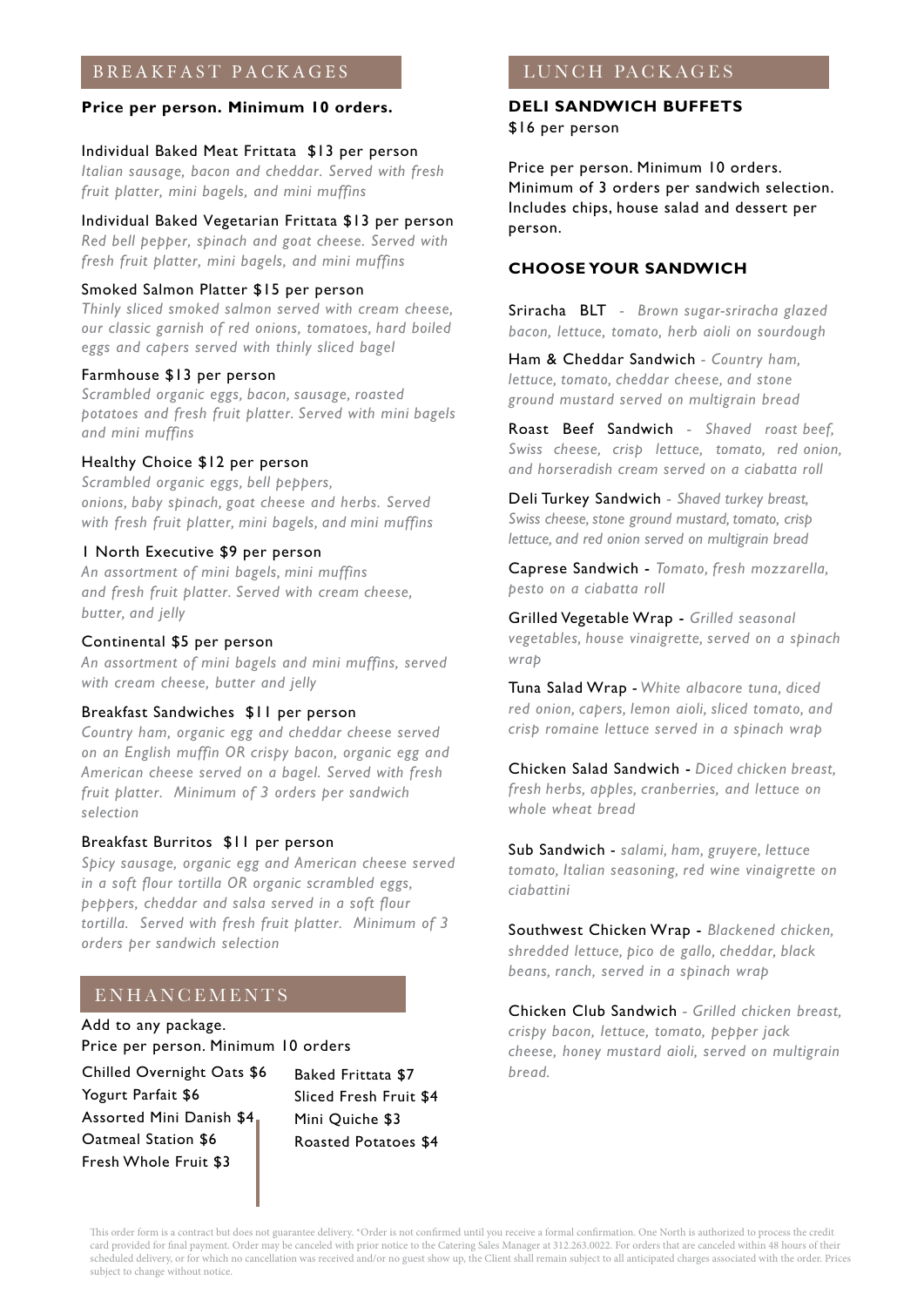## BREAKFAST PACKAGES

**Price per person. Minimum 10 orders.**

Individual Baked Meat Frittata $13 per person
*Italian sausage, bacon and cheddar. Served with fresh fruit platter, mini bagels, and mini muffins*

Individual Baked Vegetarian Frittata $13 per person
*Red bell pepper, spinach and goat cheese. Served with fresh fruit platter, mini bagels, and mini muffins*

Smoked Salmon Platter $15 per person
*Thinly sliced smoked salmon served with cream cheese, our classic garnish of red onions, tomatoes, hard boiled eggs and capers served with thinly sliced bagel*

Farmhouse $13 per person
*Scrambled organic eggs, bacon, sausage, roasted potatoes and fresh fruit platter. Served with mini bagels and mini muffins*

Healthy Choice $12 per person
*Scrambled organic eggs, bell peppers, onions, baby spinach, goat cheese and herbs. Served with fresh fruit platter, mini bagels, and mini muffins*

1 North Executive $9 per person
*An assortment of mini bagels, mini muffins and fresh fruit platter. Served with cream cheese, butter, and jelly*

Continental $5 per person
*An assortment of mini bagels and mini muffins, served with cream cheese, butter and jelly*

Breakfast Sandwiches $11 per person
*Country ham, organic egg and cheddar cheese served on an English muffin OR crispy bacon, organic egg and American cheese served on a bagel. Served with fresh fruit platter. Minimum of 3 orders per sandwich selection*

Breakfast Burritos $11 per person
*Spicy sausage, organic egg and American cheese served in a soft flour tortilla OR organic scrambled eggs, peppers, cheddar and salsa served in a soft flour tortilla. Served with fresh fruit platter. Minimum of 3 orders per sandwich selection*

## ENHANCEMENTS

Add to any package.
Price per person. Minimum 10 orders

- Chilled Overnight Oats $6
- Yogurt Parfait $6
- Assorted Mini Danish $4
- Oatmeal Station $6
- Fresh Whole Fruit $3
- Baked Frittata $7
- Sliced Fresh Fruit $4
- Mini Quiche $3
- Roasted Potatoes $4

## LUNCH PACKAGES

**DELI SANDWICH BUFFETS**
$16 per person

Price per person. Minimum 10 orders.
Minimum of 3 orders per sandwich selection.
Includes chips, house salad and dessert per person.

**CHOOSE YOUR SANDWICH**

Sriracha BLT - *Brown sugar-sriracha glazed bacon, lettuce, tomato, herb aioli on sourdough*

Ham & Cheddar Sandwich - *Country ham, lettuce, tomato, cheddar cheese, and stone ground mustard served on multigrain bread*

Roast Beef Sandwich - *Shaved roast beef, Swiss cheese, crisp lettuce, tomato, red onion, and horseradish cream served on a ciabatta roll*

Deli Turkey Sandwich - *Shaved turkey breast, Swiss cheese, stone ground mustard, tomato, crisp lettuce, and red onion served on multigrain bread*

Caprese Sandwich - *Tomato, fresh mozzarella, pesto on a ciabatta roll*

Grilled Vegetable Wrap - *Grilled seasonal vegetables, house vinaigrette, served on a spinach wrap*

Tuna Salad Wrap - *White albacore tuna, diced red onion, capers, lemon aioli, sliced tomato, and crisp romaine lettuce served in a spinach wrap*

Chicken Salad Sandwich - *Diced chicken breast, fresh herbs, apples, cranberries, and lettuce on whole wheat bread*

Sub Sandwich - *salami, ham, gruyere, lettuce tomato, Italian seasoning, red wine vinaigrette on ciabattini*

Southwest Chicken Wrap - *Blackened chicken, shredded lettuce, pico de gallo, cheddar, black beans, ranch, served in a spinach wrap*

Chicken Club Sandwich - *Grilled chicken breast, crispy bacon, lettuce, tomato, pepper jack cheese, honey mustard aioli, served on multigrain bread.*

This order form is a contract but does not guarantee delivery. *Order is not confirmed until you receive a formal confirmation. One North is authorized to process the credit card provided for final payment. Order may be canceled with prior notice to the Catering Sales Manager at 312.263.0022. For orders that are canceled within 48 hours of their scheduled delivery, or for which no cancellation was received and/or no guest show up, the Client shall remain subject to all anticipated charges associated with the order. Prices subject to change without notice.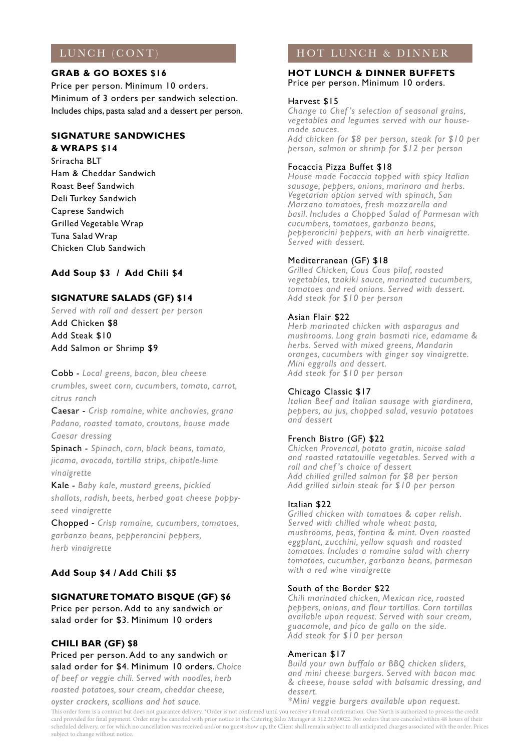## LUNCH (CONT)

### GRAB & GO BOXES $16

Price per person. Minimum 10 orders.
Minimum of 3 orders per sandwich selection.
Includes chips, pasta salad and a dessert per person.

### SIGNATURE SANDWICHES & WRAPS $14

Sriracha BLT
Ham & Cheddar Sandwich
Roast Beef Sandwich
Deli Turkey Sandwich
Caprese Sandwich
Grilled Vegetable Wrap
Tuna Salad Wrap
Chicken Club Sandwich

**Add Soup $3 / Add Chili $4**

### SIGNATURE SALADS (GF) $14

*Served with roll and dessert per person*
Add Chicken $8
Add Steak $10
Add Salmon or Shrimp $9

Cobb - *Local greens, bacon, bleu cheese crumbles, sweet corn, cucumbers, tomato, carrot, citrus ranch*

Caesar - *Crisp romaine, white anchovies, grana Padano, roasted tomato, croutons, house made Caesar dressing*

Spinach - *Spinach, corn, black beans, tomato, jicama, avocado, tortilla strips, chipotle-lime vinaigrette*

Kale - *Baby kale, mustard greens, pickled shallots, radish, beets, herbed goat cheese poppy-seed vinaigrette*

Chopped - *Crisp romaine, cucumbers, tomatoes, garbanzo beans, pepperoncini peppers, herb vinaigrette*

**Add Soup $4 / Add Chili $5**

### SIGNATURE TOMATO BISQUE (GF) $6

Price per person. Add to any sandwich or salad order for $3. Minimum 10 orders

### CHILI BAR (GF) $8

Priced per person. Add to any sandwich or salad order for $4. Minimum 10 orders. *Choice of beef or veggie chili. Served with noodles, herb roasted potatoes, sour cream, cheddar cheese, oyster crackers, scallions and hot sauce.*

## HOT LUNCH & DINNER

### HOT LUNCH & DINNER BUFFETS

Price per person. Minimum 10 orders.

Harvest $15
*Change to Chef's selection of seasonal grains, vegetables and legumes served with our house-made sauces.*
*Add chicken for $8 per person, steak for $10 per person, salmon or shrimp for $12 per person*

Focaccia Pizza Buffet $18
*House made Focaccia topped with spicy Italian sausage, peppers, onions, marinara and herbs. Vegetarian option served with spinach, San Marzano tomatoes, fresh mozzarella and basil. Includes a Chopped Salad of Parmesan with cucumbers, tomatoes, garbanzo beans, pepperoncini peppers, with an herb vinaigrette. Served with dessert.*

Mediterranean (GF) $18
*Grilled Chicken, Cous Cous pilaf, roasted vegetables, tzakiki sauce, marinated cucumbers, tomatoes and red onions. Served with dessert.*
*Add steak for $10 per person*

Asian Flair $22
*Herb marinated chicken with asparagus and mushrooms. Long grain basmati rice, edamame & herbs. Served with mixed greens, Mandarin oranges, cucumbers with ginger soy vinaigrette. Mini eggrolls and dessert.*
*Add steak for $10 per person*

Chicago Classic $17
*Italian Beef and Italian sausage with giardinera, peppers, au jus, chopped salad, vesuvio potatoes and dessert*

French Bistro (GF) $22
*Chicken Provencal, potato gratin, nicoise salad and roasted ratatouille vegetables. Served with a roll and chef's choice of dessert*
*Add chilled grilled salmon for $8 per person*
*Add grilled sirloin steak for $10 per person*

Italian $22
*Grilled chicken with tomatoes & caper relish. Served with chilled whole wheat pasta, mushrooms, peas, fontina & mint. Oven roasted eggplant, zucchini, yellow squash and roasted tomatoes. Includes a romaine salad with cherry tomatoes, cucumber, garbanzo beans, parmesan with a red wine vinaigrette*

South of the Border $22
*Chili marinated chicken, Mexican rice, roasted peppers, onions, and flour tortillas. Corn tortillas available upon request. Served with sour cream, guacamole, and pico de gallo on the side.*
*Add steak for $10 per person*

American $17
*Build your own buffalo or BBQ chicken sliders, and mini cheese burgers. Served with bacon mac & cheese, house salad with balsamic dressing, and dessert.*
*\*Mini veggie burgers available upon request.*

This order form is a contract but does not guarantee delivery. *Order is not confirmed until you receive a formal confirmation. One North is authorized to process the credit card provided for final payment. Order may be canceled with prior notice to the Catering Sales Manager at 312.263.0022. For orders that are canceled within 48 hours of their scheduled delivery, or for which no cancellation was received and/or no guest show up, the Client shall remain subject to all anticipated charges associated with the order. Prices subject to change without notice.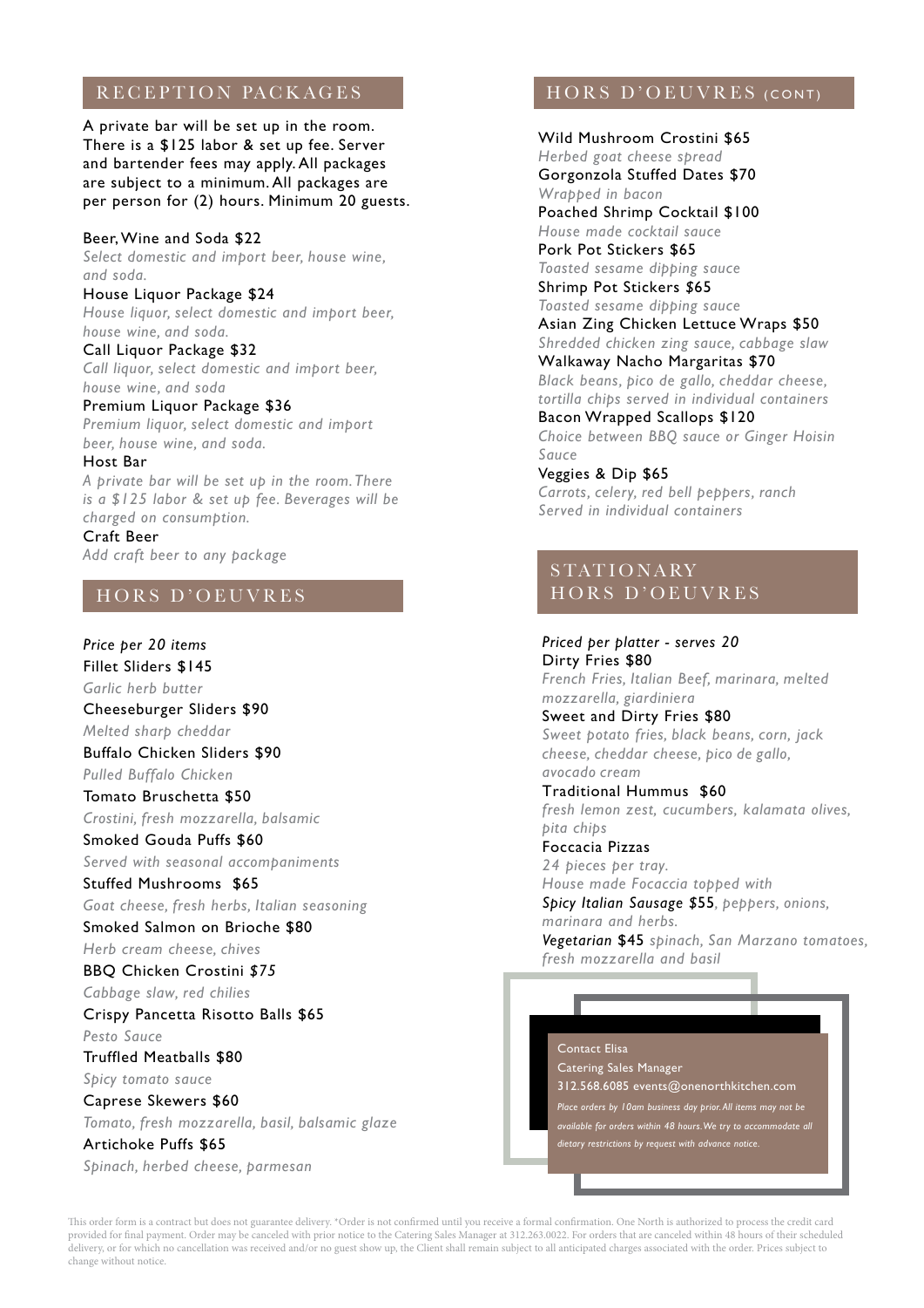## RECEPTION PACKAGES

A private bar will be set up in the room. There is a $125 labor & set up fee. Server and bartender fees may apply. All packages are subject to a minimum. All packages are per person for (2) hours. Minimum 20 guests.

Beer, Wine and Soda $22
*Select domestic and import beer, house wine, and soda.*

House Liquor Package $24
*House liquor, select domestic and import beer, house wine, and soda.*

Call Liquor Package $32
*Call liquor, select domestic and import beer, house wine, and soda*

Premium Liquor Package $36
*Premium liquor, select domestic and import beer, house wine, and soda.*

Host Bar
*A private bar will be set up in the room. There is a $125 labor & set up fee. Beverages will be charged on consumption.*

Craft Beer
*Add craft beer to any package*

## HORS D'OEUVRES

*Price per 20 items*

Fillet Sliders $145
*Garlic herb butter*

Cheeseburger Sliders $90
*Melted sharp cheddar*

Buffalo Chicken Sliders $90
*Pulled Buffalo Chicken*

Tomato Bruschetta $50
*Crostini, fresh mozzarella, balsamic*

Smoked Gouda Puffs $60
*Served with seasonal accompaniments*

Stuffed Mushrooms $65
*Goat cheese, fresh herbs, Italian seasoning*

Smoked Salmon on Brioche $80
*Herb cream cheese, chives*

BBQ Chicken Crostini $75
*Cabbage slaw, red chilies*

Crispy Pancetta Risotto Balls $65
*Pesto Sauce*

Truffled Meatballs $80
*Spicy tomato sauce*

Caprese Skewers $60
*Tomato, fresh mozzarella, basil, balsamic glaze*

Artichoke Puffs $65
*Spinach, herbed cheese, parmesan*

## HORS D'OEUVRES (CONT)

Wild Mushroom Crostini $65
*Herbed goat cheese spread*

Gorgonzola Stuffed Dates $70
*Wrapped in bacon*

Poached Shrimp Cocktail $100
*House made cocktail sauce*

Pork Pot Stickers $65
*Toasted sesame dipping sauce*

Shrimp Pot Stickers $65
*Toasted sesame dipping sauce*

Asian Zing Chicken Lettuce Wraps $50
*Shredded chicken zing sauce, cabbage slaw*

Walkaway Nacho Margaritas $70
*Black beans, pico de gallo, cheddar cheese, tortilla chips served in individual containers*

Bacon Wrapped Scallops $120
*Choice between BBQ sauce or Ginger Hoisin Sauce*

Veggies & Dip $65
*Carrots, celery, red bell peppers, ranch*
*Served in individual containers*

## STATIONARY HORS D'OEUVRES

*Priced per platter - serves 20*

Dirty Fries $80
*French Fries, Italian Beef, marinara, melted mozzarella, giardiniera*

Sweet and Dirty Fries $80
*Sweet potato fries, black beans, corn, jack cheese, cheddar cheese, pico de gallo, avocado cream*

Traditional Hummus $60
*fresh lemon zest, cucumbers, kalamata olives, pita chips*

Foccacia Pizzas
*24 pieces per tray.*
*House made Focaccia topped with*
***Spicy Italian Sausage** $55, peppers, onions, marinara and herbs.*
***Vegetarian** $45 spinach, San Marzano tomatoes, fresh mozzarella and basil*

Contact Elisa
Catering Sales Manager
312.568.6085 events@onenorthkitchen.com
*Place orders by 10am business day prior. All items may not be available for orders within 48 hours. We try to accommodate all dietary restrictions by request with advance notice.*

This order form is a contract but does not guarantee delivery. *Order is not confirmed until you receive a formal confirmation. One North is authorized to process the credit card provided for final payment. Order may be canceled with prior notice to the Catering Sales Manager at 312.263.0022. For orders that are canceled within 48 hours of their scheduled delivery, or for which no cancellation was received and/or no guest show up, the Client shall remain subject to all anticipated charges associated with the order. Prices subject to change without notice.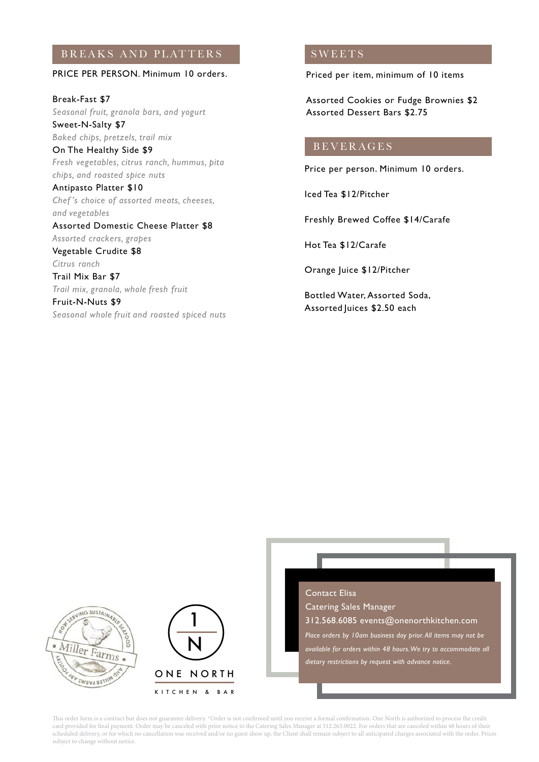## BREAKS AND PLATTERS

PRICE PER PERSON. Minimum 10 orders.

Break-Fast $7
*Seasonal fruit, granola bars, and yogurt*

Sweet-N-Salty $7
*Baked chips, pretzels, trail mix*

On The Healthy Side $9
*Fresh vegetables, citrus ranch, hummus, pita chips, and roasted spice nuts*

Antipasto Platter $10
*Chef's choice of assorted meats, cheeses, and vegetables*

Assorted Domestic Cheese Platter $8
*Assorted crackers, grapes*

Vegetable Crudite $8
*Citrus ranch*

Trail Mix Bar $7
*Trail mix, granola, whole fresh fruit*

Fruit-N-Nuts $9
*Seasonal whole fruit and roasted spiced nuts*

## SWEETS

Priced per item, minimum of 10 items

Assorted Cookies or Fudge Brownies $2
Assorted Dessert Bars $2.75

## BEVERAGES

Price per person. Minimum 10 orders.

Iced Tea $12/Pitcher

Freshly Brewed Coffee $14/Carafe

Hot Tea $12/Carafe

Orange Juice $12/Pitcher

Bottled Water, Assorted Soda, Assorted Juices $2.50 each

Contact Elisa
Catering Sales Manager
312.568.6085 events@onenorthkitchen.com

*Place orders by 10am business day prior. All items may not be available for orders within 48 hours. We try to accommodate all dietary restrictions by request with advance notice.*

NOW SERVING SUSTAINABLE SEAFOOD • Miller Farms • AND MILLER FARMS ABF POULTRY

1 N
ONE NORTH
KITCHEN & BAR

This order form is a contract but does not guarantee delivery. *Order is not confirmed until you receive a formal confirmation. One North is authorized to process the credit card provided for final payment. Order may be canceled with prior notice to the Catering Sales Manager at 312.263.0022. For orders that are canceled within 48 hours of their scheduled delivery, or for which no cancellation was received and/or no guest show up, the Client shall remain subject to all anticipated charges associated with the order. Prices subject to change without notice.